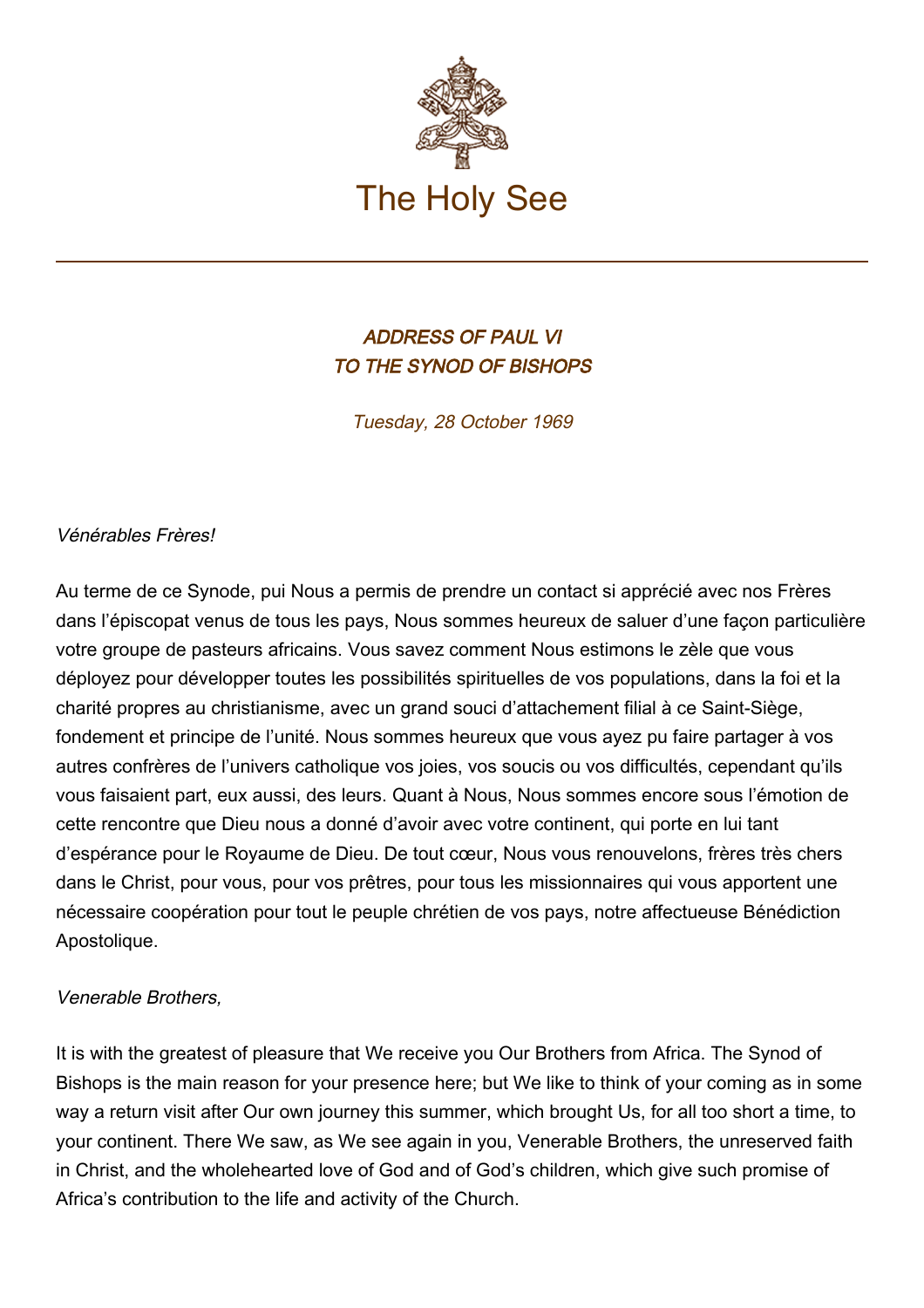# The Holy See

***ADDRESS OF PAUL VI***
***TO THE SYNOD OF BISHOPS***

*Tuesday, 28 October 1969*

*Vénérables Frères!*

Au terme de ce Synode, pui Nous a permis de prendre un contact si apprécié avec nos Frères dans l'épiscopat venus de tous les pays, Nous sommes heureux de saluer d'une façon particulière votre groupe de pasteurs africains. Vous savez comment Nous estimons le zèle que vous déployez pour développer toutes les possibilités spirituelles de vos populations, dans la foi et la charité propres au christianisme, avec un grand souci d'attachement filial à ce Saint-Siège, fondement et principe de l'unité. Nous sommes heureux que vous ayez pu faire partager à vos autres confrères de l'univers catholique vos joies, vos soucis ou vos difficultés, cependant qu'ils vous faisaient part, eux aussi, des leurs. Quant à Nous, Nous sommes encore sous l'émotion de cette rencontre que Dieu nous a donné d'avoir avec votre continent, qui porte en lui tant d'espérance pour le Royaume de Dieu. De tout cœur, Nous vous renouvelons, frères très chers dans le Christ, pour vous, pour vos prêtres, pour tous les missionnaires qui vous apportent une nécessaire coopération pour tout le peuple chrétien de vos pays, notre affectueuse Bénédiction Apostolique.

*Venerable Brothers,*

It is with the greatest of pleasure that We receive you Our Brothers from Africa. The Synod of Bishops is the main reason for your presence here; but We like to think of your coming as in some way a return visit after Our own journey this summer, which brought Us, for all too short a time, to your continent. There We saw, as We see again in you, Venerable Brothers, the unreserved faith in Christ, and the wholehearted love of God and of God's children, which give such promise of Africa's contribution to the life and activity of the Church.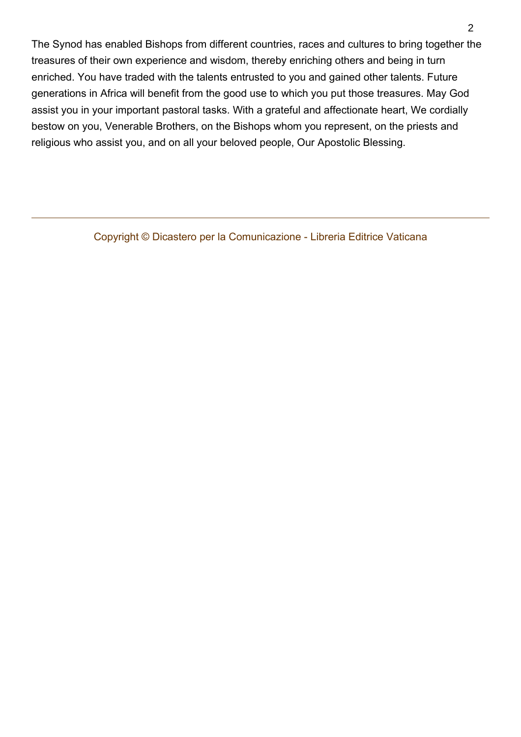The Synod has enabled Bishops from different countries, races and cultures to bring together the treasures of their own experience and wisdom, thereby enriching others and being in turn enriched. You have traded with the talents entrusted to you and gained other talents. Future generations in Africa will benefit from the good use to which you put those treasures. May God assist you in your important pastoral tasks. With a grateful and affectionate heart, We cordially bestow on you, Venerable Brothers, on the Bishops whom you represent, on the priests and religious who assist you, and on all your beloved people, Our Apostolic Blessing.

---

Copyright © Dicastero per la Comunicazione - Libreria Editrice Vaticana